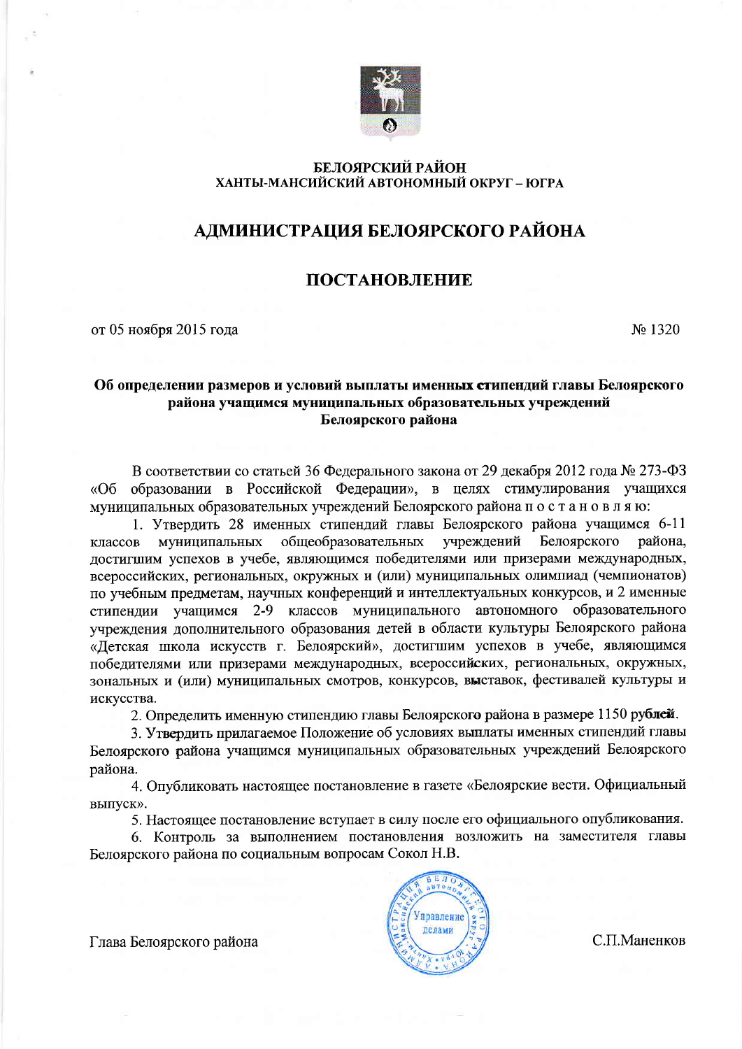**БЕЛОЯРСКИЙ РАЙОН**
**ХАНТЫ-МАНСИЙСКИЙ АВТОНОМНЫЙ ОКРУГ – ЮГРА**

# АДМИНИСТРАЦИЯ БЕЛОЯРСКОГО РАЙОНА

## ПОСТАНОВЛЕНИЕ

от 05 ноября 2015 года № 1320

**Об определении размеров и условий выплаты именных стипендий главы Белоярского района учащимся муниципальных образовательных учреждений Белоярского района**

В соответствии со статьей 36 Федерального закона от 29 декабря 2012 года № 273-ФЗ «Об образовании в Российской Федерации», в целях стимулирования учащихся муниципальных образовательных учреждений Белоярского района п о с т а н о в л я ю:

1. Утвердить 28 именных стипендий главы Белоярского района учащимся 6-11 классов муниципальных общеобразовательных учреждений Белоярского района, достигшим успехов в учебе, являющимся победителями или призерами международных, всероссийских, региональных, окружных и (или) муниципальных олимпиад (чемпионатов) по учебным предметам, научных конференций и интеллектуальных конкурсов, и 2 именные стипендии учащимся 2-9 классов муниципального автономного образовательного учреждения дополнительного образования детей в области культуры Белоярского района «Детская школа искусств г. Белоярский», достигшим успехов в учебе, являющимся победителями или призерами международных, всероссийских, региональных, окружных, зональных и (или) муниципальных смотров, конкурсов, выставок, фестивалей культуры и искусства.

2. Определить именную стипендию главы Белоярского района в размере 1150 рублей.

3. Утвердить прилагаемое Положение об условиях выплаты именных стипендий главы Белоярского района учащимся муниципальных образовательных учреждений Белоярского района.

4. Опубликовать настоящее постановление в газете «Белоярские вести. Официальный выпуск».

5. Настоящее постановление вступает в силу после его официального опубликования.

6. Контроль за выполнением постановления возложить на заместителя главы Белоярского района по социальным вопросам Сокол Н.В.

Глава Белоярского района С.П.Маненков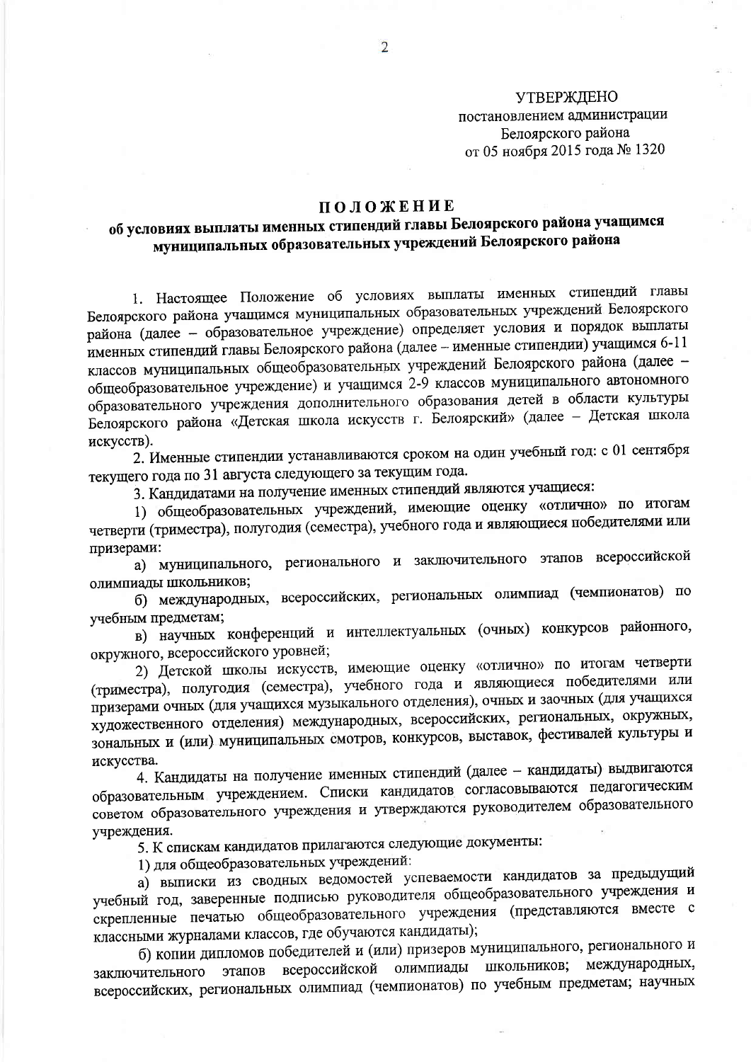УТВЕРЖДЕНО
постановлением администрации
Белоярского района
от 05 ноября 2015 года № 1320

# ПОЛОЖЕНИЕ
## об условиях выплаты именных стипендий главы Белоярского района учащимся муниципальных образовательных учреждений Белоярского района

1. Настоящее Положение об условиях выплаты именных стипендий главы Белоярского района учащимся муниципальных образовательных учреждений Белоярского района (далее – образовательное учреждение) определяет условия и порядок выплаты именных стипендий главы Белоярского района (далее – именные стипендии) учащимся 6-11 классов муниципальных общеобразовательных учреждений Белоярского района (далее – общеобразовательное учреждение) и учащимся 2-9 классов муниципального автономного образовательного учреждения дополнительного образования детей в области культуры Белоярского района «Детская школа искусств г. Белоярский» (далее – Детская школа искусств).

2. Именные стипендии устанавливаются сроком на один учебный год: с 01 сентября текущего года по 31 августа следующего за текущим года.

3. Кандидатами на получение именных стипендий являются учащиеся:

1) общеобразовательных учреждений, имеющие оценку «отлично» по итогам четверти (триместра), полугодия (семестра), учебного года и являющиеся победителями или призерами:

а) муниципального, регионального и заключительного этапов всероссийской олимпиады школьников;

б) международных, всероссийских, региональных олимпиад (чемпионатов) по учебным предметам;

в) научных конференций и интеллектуальных (очных) конкурсов районного, окружного, всероссийского уровней;

2) Детской школы искусств, имеющие оценку «отлично» по итогам четверти (триместра), полугодия (семестра), учебного года и являющиеся победителями или призерами очных (для учащихся музыкального отделения), очных и заочных (для учащихся художественного отделения) международных, всероссийских, региональных, окружных, зональных и (или) муниципальных смотров, конкурсов, выставок, фестивалей культуры и искусства.

4. Кандидаты на получение именных стипендий (далее – кандидаты) выдвигаются образовательным учреждением. Списки кандидатов согласовываются педагогическим советом образовательного учреждения и утверждаются руководителем образовательного учреждения.

5. К спискам кандидатов прилагаются следующие документы:

1) для общеобразовательных учреждений:

а) выписки из сводных ведомостей успеваемости кандидатов за предыдущий учебный год, заверенные подписью руководителя общеобразовательного учреждения и скрепленные печатью общеобразовательного учреждения (представляются вместе с классными журналами классов, где обучаются кандидаты);

б) копии дипломов победителей и (или) призеров муниципального, регионального и заключительного этапов всероссийской олимпиады школьников; международных, всероссийских, региональных олимпиад (чемпионатов) по учебным предметам; научных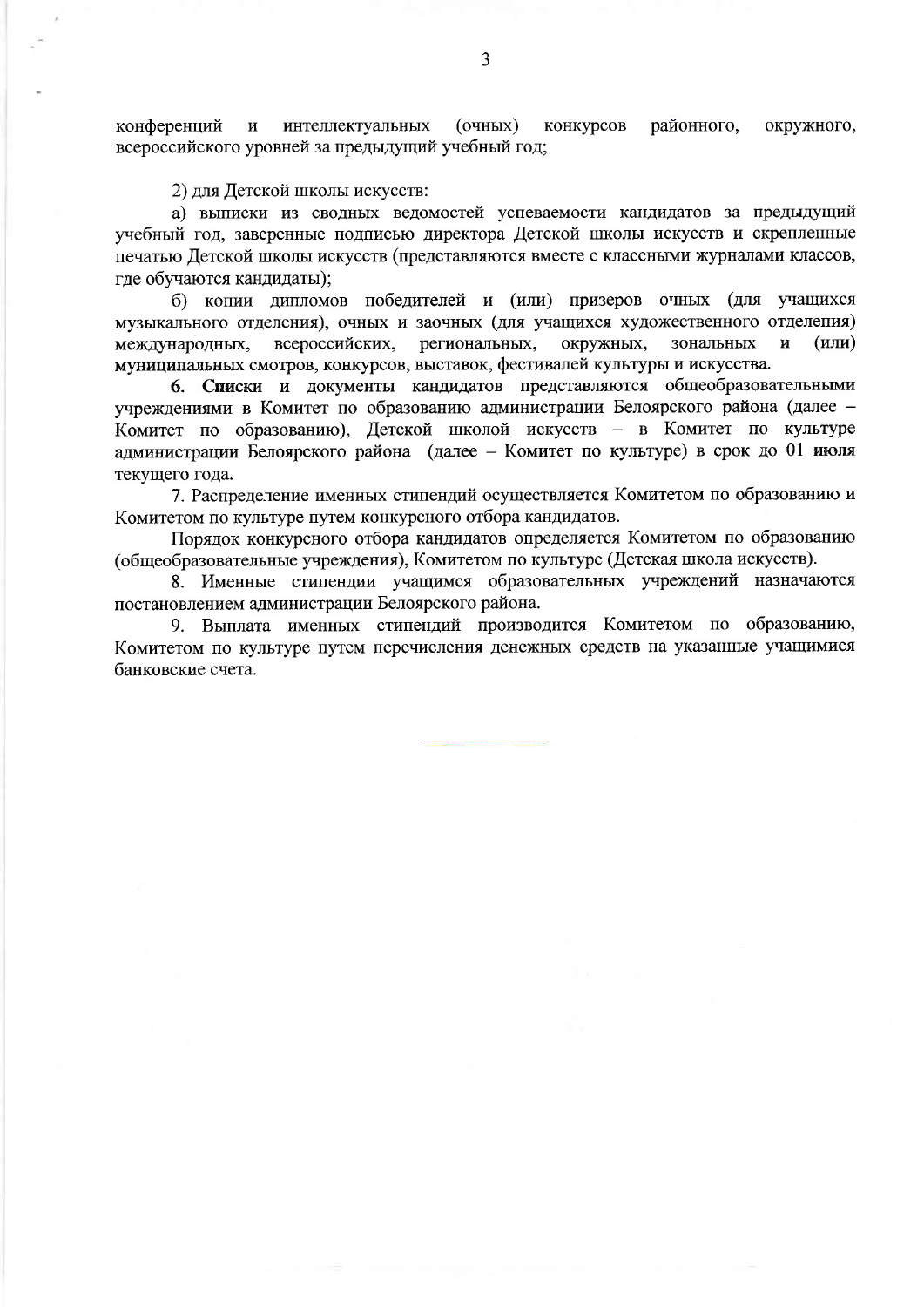конференций и интеллектуальных (очных) конкурсов районного, окружного, всероссийского уровней за предыдущий учебный год;

2) для Детской школы искусств:

а) выписки из сводных ведомостей успеваемости кандидатов за предыдущий учебный год, заверенные подписью директора Детской школы искусств и скрепленные печатью Детской школы искусств (представляются вместе с классными журналами классов, где обучаются кандидаты);

б) копии дипломов победителей и (или) призеров очных (для учащихся музыкального отделения), очных и заочных (для учащихся художественного отделения) международных, всероссийских, региональных, окружных, зональных и (или) муниципальных смотров, конкурсов, выставок, фестивалей культуры и искусства.

6. Списки и документы кандидатов представляются общеобразовательными учреждениями в Комитет по образованию администрации Белоярского района (далее – Комитет по образованию), Детской школой искусств – в Комитет по культуре администрации Белоярского района (далее – Комитет по культуре) в срок до 01 июля текущего года.

7. Распределение именных стипендий осуществляется Комитетом по образованию и Комитетом по культуре путем конкурсного отбора кандидатов.

Порядок конкурсного отбора кандидатов определяется Комитетом по образованию (общеобразовательные учреждения), Комитетом по культуре (Детская школа искусств).

8. Именные стипендии учащимся образовательных учреждений назначаются постановлением администрации Белоярского района.

9. Выплата именных стипендий производится Комитетом по образованию, Комитетом по культуре путем перечисления денежных средств на указанные учащимися банковские счета.

---